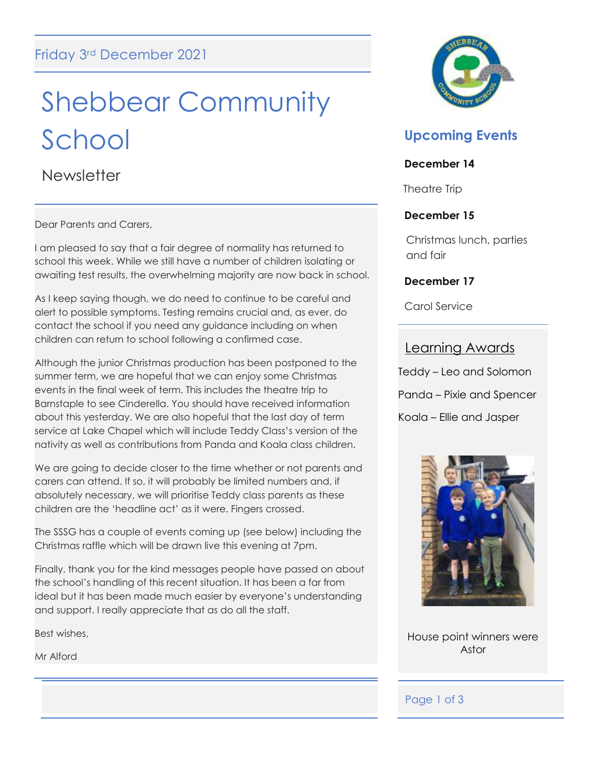Friday 3rd December 2021

# Shebbear Community School

## Newsletter

Dear Parents and Carers,

I am pleased to say that a fair degree of normality has returned to school this week. While we still have a number of children isolating or awaiting test results, the overwhelming majority are now back in school.

As I keep saying though, we do need to continue to be careful and alert to possible symptoms. Testing remains crucial and, as ever, do contact the school if you need any guidance including on when children can return to school following a confirmed case.

Although the junior Christmas production has been postponed to the summer term, we are hopeful that we can enjoy some Christmas events in the final week of term. This includes the theatre trip to Barnstaple to see Cinderella. You should have received information about this yesterday. We are also hopeful that the last day of term service at Lake Chapel which will include Teddy Class's version of the nativity as well as contributions from Panda and Koala class children.

We are going to decide closer to the time whether or not parents and carers can attend. If so, it will probably be limited numbers and, if absolutely necessary, we will prioritise Teddy class parents as these children are the 'headline act' as it were. Fingers crossed.

The SSSG has a couple of events coming up (see below) including the Christmas raffle which will be drawn live this evening at 7pm.

Finally, thank you for the kind messages people have passed on about the school's handling of this recent situation. It has been a far from ideal but it has been made much easier by everyone's understanding and support. I really appreciate that as do all the staff.

Best wishes,

Mr Alford

### Upcoming Events

**December 14**

Theatre Trip

**December 15**

Christmas lunch, parties and fair

**December 17**

Carol Service

### Learning Awards

Teddy – Leo and Solomon

Panda – Pixie and Spencer

Koala – Ellie and Jasper

House point winners were Astor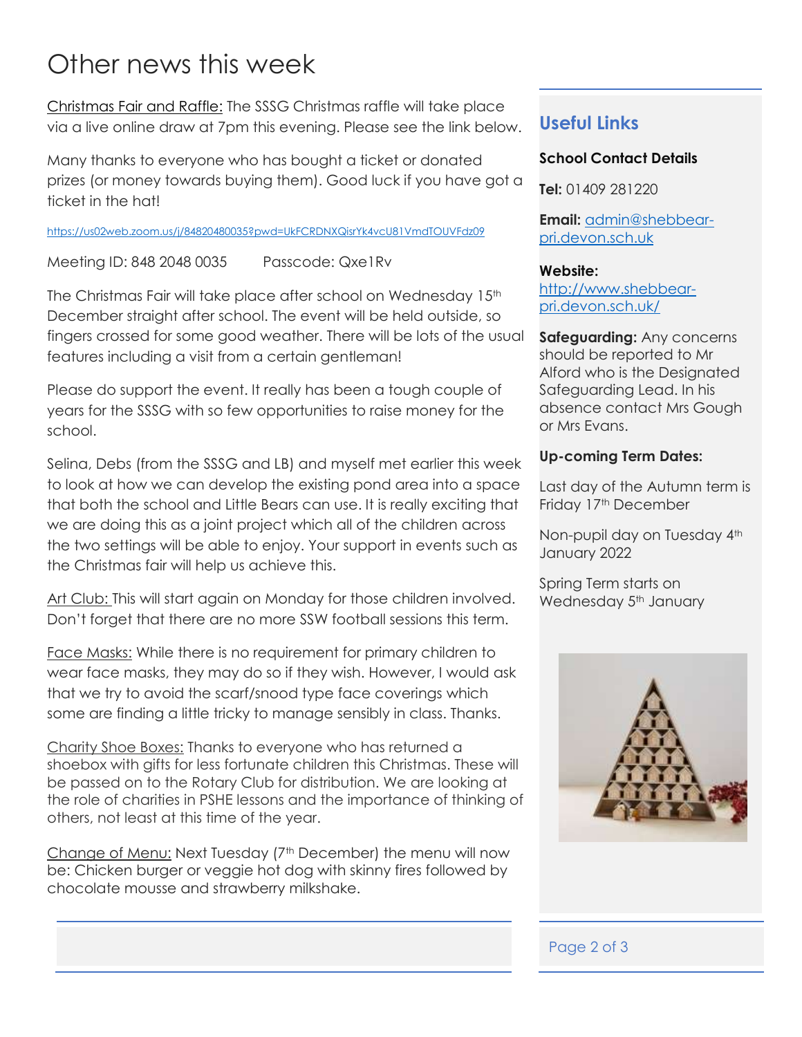# Other news this week

Christmas Fair and Raffle: The SSSG Christmas raffle will take place via a live online draw at 7pm this evening. Please see the link below.

Many thanks to everyone who has bought a ticket or donated prizes (or money towards buying them). Good luck if you have got a ticket in the hat!

https://us02web.zoom.us/j/84820480035?pwd=UkFCRDNXQisrYk4vcU81VmdTOUVFdz09

Meeting ID: 848 2048 0035 Passcode: Qxe1Rv

The Christmas Fair will take place after school on Wednesday 15th December straight after school. The event will be held outside, so fingers crossed for some good weather. There will be lots of the usual features including a visit from a certain gentleman!

Please do support the event. It really has been a tough couple of years for the SSSG with so few opportunities to raise money for the school.

Selina, Debs (from the SSSG and LB) and myself met earlier this week to look at how we can develop the existing pond area into a space that both the school and Little Bears can use. It is really exciting that we are doing this as a joint project which all of the children across the two settings will be able to enjoy. Your support in events such as the Christmas fair will help us achieve this.

Art Club: This will start again on Monday for those children involved. Don't forget that there are no more SSW football sessions this term.

Face Masks: While there is no requirement for primary children to wear face masks, they may do so if they wish. However, I would ask that we try to avoid the scarf/snood type face coverings which some are finding a little tricky to manage sensibly in class. Thanks.

Charity Shoe Boxes: Thanks to everyone who has returned a shoebox with gifts for less fortunate children this Christmas. These will be passed on to the Rotary Club for distribution. We are looking at the role of charities in PSHE lessons and the importance of thinking of others, not least at this time of the year.

Change of Menu: Next Tuesday (7th December) the menu will now be: Chicken burger or veggie hot dog with skinny fires followed by chocolate mousse and strawberry milkshake.

## Useful Links

**School Contact Details**

**Tel:** 01409 281220

**Email:** admin@shebbear-pri.devon.sch.uk

**Website:** http://www.shebbear-pri.devon.sch.uk/

**Safeguarding:** Any concerns should be reported to Mr Alford who is the Designated Safeguarding Lead. In his absence contact Mrs Gough or Mrs Evans.

**Up-coming Term Dates:**

Last day of the Autumn term is Friday 17th December

Non-pupil day on Tuesday 4th January 2022

Spring Term starts on Wednesday 5th January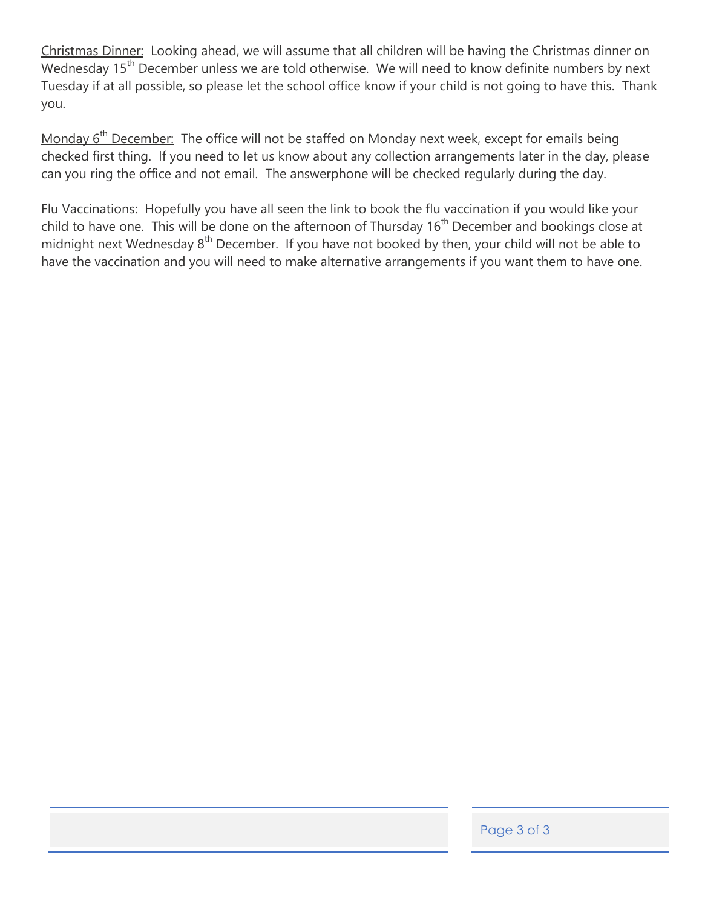Christmas Dinner:  Looking ahead, we will assume that all children will be having the Christmas dinner on Wednesday 15th December unless we are told otherwise.  We will need to know definite numbers by next Tuesday if at all possible, so please let the school office know if your child is not going to have this.  Thank you.

Monday 6th December:  The office will not be staffed on Monday next week, except for emails being checked first thing.  If you need to let us know about any collection arrangements later in the day, please can you ring the office and not email.  The answerphone will be checked regularly during the day.

Flu Vaccinations:  Hopefully you have all seen the link to book the flu vaccination if you would like your child to have one.  This will be done on the afternoon of Thursday 16th December and bookings close at midnight next Wednesday 8th December.  If you have not booked by then, your child will not be able to have the vaccination and you will need to make alternative arrangements if you want them to have one.